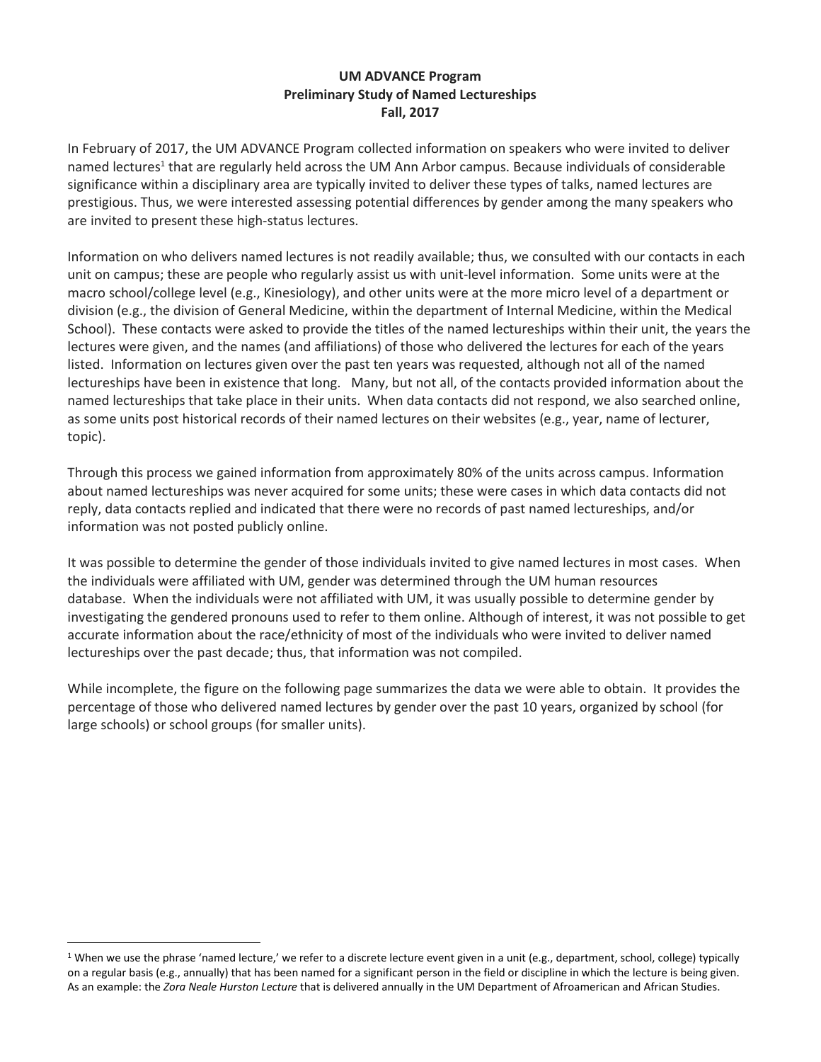**UM ADVANCE Program**
**Preliminary Study of Named Lectureships**
**Fall, 2017**

In February of 2017, the UM ADVANCE Program collected information on speakers who were invited to deliver named lectures[1] that are regularly held across the UM Ann Arbor campus. Because individuals of considerable significance within a disciplinary area are typically invited to deliver these types of talks, named lectures are prestigious. Thus, we were interested assessing potential differences by gender among the many speakers who are invited to present these high-status lectures.

Information on who delivers named lectures is not readily available; thus, we consulted with our contacts in each unit on campus; these are people who regularly assist us with unit-level information. Some units were at the macro school/college level (e.g., Kinesiology), and other units were at the more micro level of a department or division (e.g., the division of General Medicine, within the department of Internal Medicine, within the Medical School). These contacts were asked to provide the titles of the named lectureships within their unit, the years the lectures were given, and the names (and affiliations) of those who delivered the lectures for each of the years listed. Information on lectures given over the past ten years was requested, although not all of the named lectureships have been in existence that long. Many, but not all, of the contacts provided information about the named lectureships that take place in their units. When data contacts did not respond, we also searched online, as some units post historical records of their named lectures on their websites (e.g., year, name of lecturer, topic).

Through this process we gained information from approximately 80% of the units across campus. Information about named lectureships was never acquired for some units; these were cases in which data contacts did not reply, data contacts replied and indicated that there were no records of past named lectureships, and/or information was not posted publicly online.

It was possible to determine the gender of those individuals invited to give named lectures in most cases. When the individuals were affiliated with UM, gender was determined through the UM human resources database. When the individuals were not affiliated with UM, it was usually possible to determine gender by investigating the gendered pronouns used to refer to them online. Although of interest, it was not possible to get accurate information about the race/ethnicity of most of the individuals who were invited to deliver named lectureships over the past decade; thus, that information was not compiled.

While incomplete, the figure on the following page summarizes the data we were able to obtain. It provides the percentage of those who delivered named lectures by gender over the past 10 years, organized by school (for large schools) or school groups (for smaller units).

[1] When we use the phrase 'named lecture,' we refer to a discrete lecture event given in a unit (e.g., department, school, college) typically on a regular basis (e.g., annually) that has been named for a significant person in the field or discipline in which the lecture is being given. As an example: the *Zora Neale Hurston Lecture* that is delivered annually in the UM Department of Afroamerican and African Studies.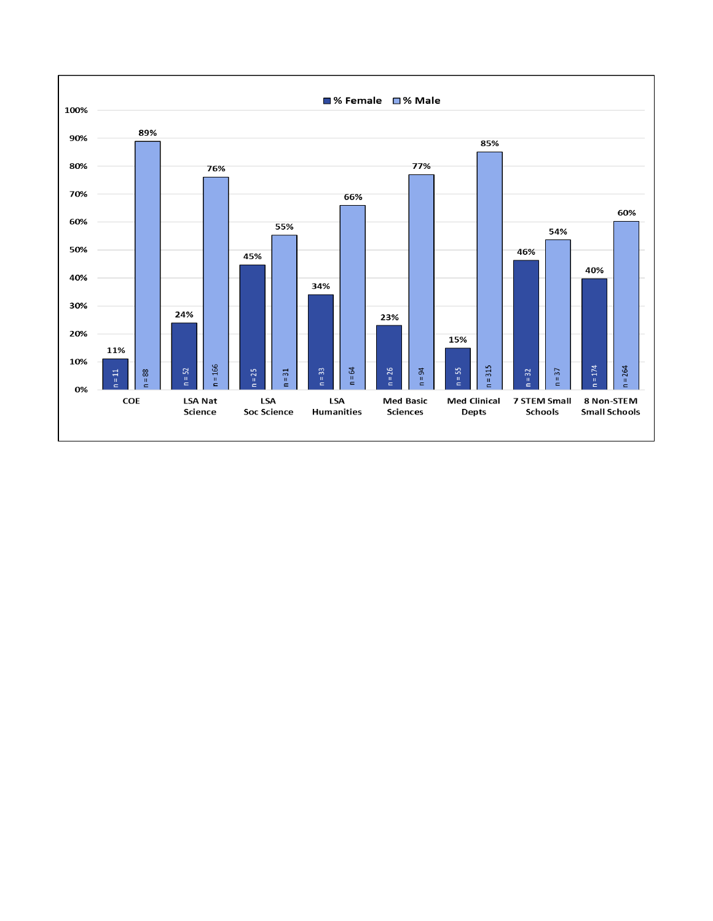% Female % Male

100%
90%
80%
70%
60%
50%
40%
30%
20%
10%
0%

COE: 11% (n = 11), 89% (n = 88)

LSA Nat Science: 24% (n = 52), 76% (n = 166)

LSA Soc Science: 45% (n = 25), 55% (n = 31)

LSA Humanities: 34% (n = 33), 66% (n = 64)

Med Basic Sciences: 23% (n = 26), 77% (n = 94)

Med Clinical Depts: 15% (n = 55), 85% (n = 315)

7 STEM Small Schools: 46% (n = 32), 54% (n = 37)

8 Non-STEM Small Schools: 40% (n = 174), 60% (n = 264)